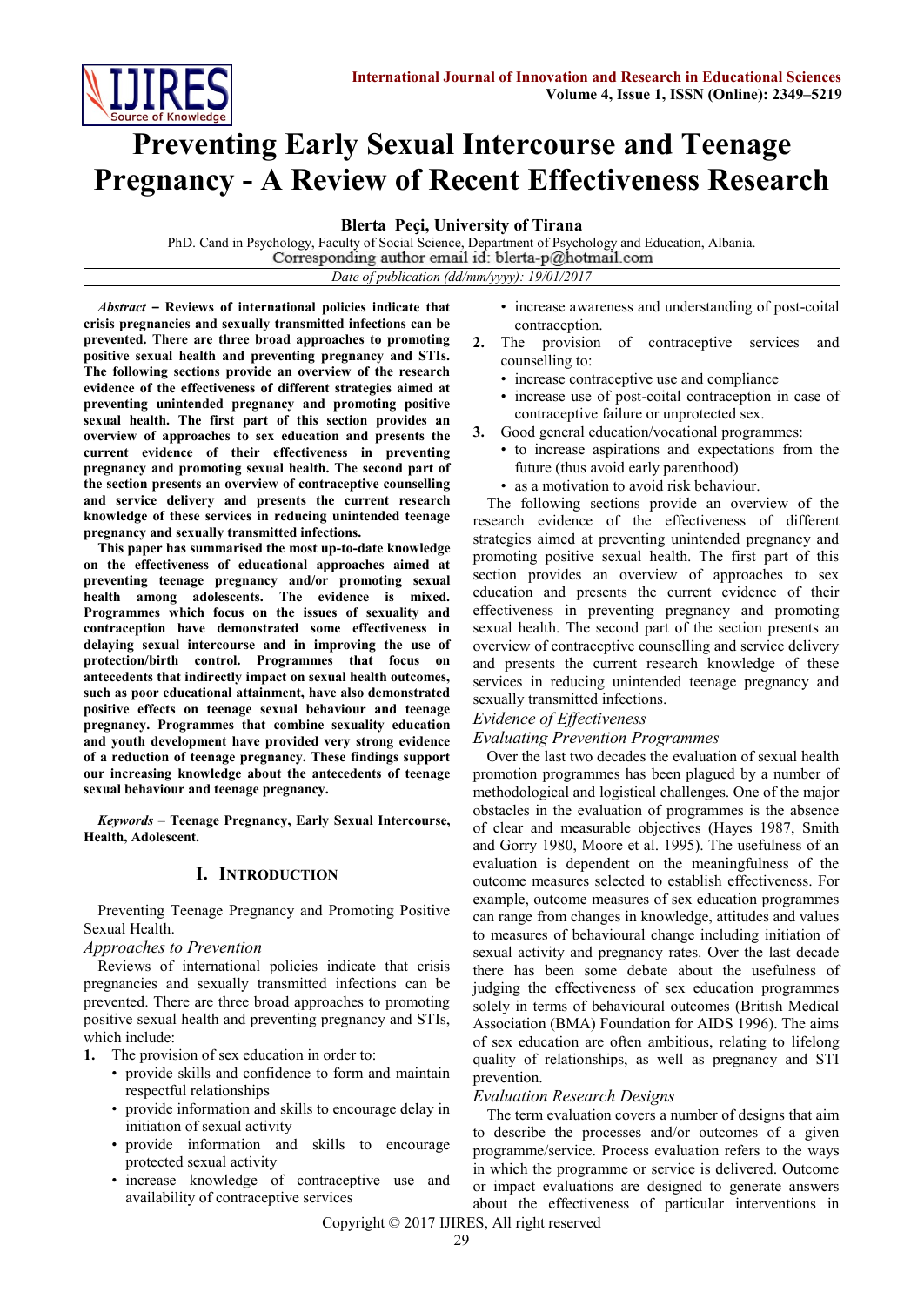# Preventing Early Sexual Intercourse and Teenage Pregnancy - A Review of Recent Effectiveness Research

**Blerta Peçi, University of Tirana**

PhD. Cand in Psychology, Faculty of Social Science, Department of Psychology and Education, Albania.
Corresponding author email id: blerta-p@hotmail.com

*Date of publication (dd/mm/yyyy): 19/01/2017*

***Abstract*** **– Reviews of international policies indicate that crisis pregnancies and sexually transmitted infections can be prevented. There are three broad approaches to promoting positive sexual health and preventing pregnancy and STIs. The following sections provide an overview of the research evidence of the effectiveness of different strategies aimed at preventing unintended pregnancy and promoting positive sexual health. The first part of this section provides an overview of approaches to sex education and presents the current evidence of their effectiveness in preventing pregnancy and promoting sexual health. The second part of the section presents an overview of contraceptive counselling and service delivery and presents the current research knowledge of these services in reducing unintended teenage pregnancy and sexually transmitted infections.**

**This paper has summarised the most up-to-date knowledge on the effectiveness of educational approaches aimed at preventing teenage pregnancy and/or promoting sexual health among adolescents. The evidence is mixed. Programmes which focus on the issues of sexuality and contraception have demonstrated some effectiveness in delaying sexual intercourse and in improving the use of protection/birth control. Programmes that focus on antecedents that indirectly impact on sexual health outcomes, such as poor educational attainment, have also demonstrated positive effects on teenage sexual behaviour and teenage pregnancy. Programmes that combine sexuality education and youth development have provided very strong evidence of a reduction of teenage pregnancy. These findings support our increasing knowledge about the antecedents of teenage sexual behaviour and teenage pregnancy.**

***Keywords*** – **Teenage Pregnancy, Early Sexual Intercourse, Health, Adolescent.**

## I. Introduction

Preventing Teenage Pregnancy and Promoting Positive Sexual Health.

### *Approaches to Prevention*

Reviews of international policies indicate that crisis pregnancies and sexually transmitted infections can be prevented. There are three broad approaches to promoting positive sexual health and preventing pregnancy and STIs, which include:

1. The provision of sex education in order to:
   - provide skills and confidence to form and maintain respectful relationships
   - provide information and skills to encourage delay in initiation of sexual activity
   - provide information and skills to encourage protected sexual activity
   - increase knowledge of contraceptive use and availability of contraceptive services
   - increase awareness and understanding of post-coital contraception.
2. The provision of contraceptive services and counselling to:
   - increase contraceptive use and compliance
   - increase use of post-coital contraception in case of contraceptive failure or unprotected sex.
3. Good general education/vocational programmes:
   - to increase aspirations and expectations from the future (thus avoid early parenthood)
   - as a motivation to avoid risk behaviour.

The following sections provide an overview of the research evidence of the effectiveness of different strategies aimed at preventing unintended pregnancy and promoting positive sexual health. The first part of this section provides an overview of approaches to sex education and presents the current evidence of their effectiveness in preventing pregnancy and promoting sexual health. The second part of the section presents an overview of contraceptive counselling and service delivery and presents the current research knowledge of these services in reducing unintended teenage pregnancy and sexually transmitted infections.

### *Evidence of Effectiveness*

### *Evaluating Prevention Programmes*

Over the last two decades the evaluation of sexual health promotion programmes has been plagued by a number of methodological and logistical challenges. One of the major obstacles in the evaluation of programmes is the absence of clear and measurable objectives (Hayes 1987, Smith and Gorry 1980, Moore et al. 1995). The usefulness of an evaluation is dependent on the meaningfulness of the outcome measures selected to establish effectiveness. For example, outcome measures of sex education programmes can range from changes in knowledge, attitudes and values to measures of behavioural change including initiation of sexual activity and pregnancy rates. Over the last decade there has been some debate about the usefulness of judging the effectiveness of sex education programmes solely in terms of behavioural outcomes (British Medical Association (BMA) Foundation for AIDS 1996). The aims of sex education are often ambitious, relating to lifelong quality of relationships, as well as pregnancy and STI prevention.

### *Evaluation Research Designs*

The term evaluation covers a number of designs that aim to describe the processes and/or outcomes of a given programme/service. Process evaluation refers to the ways in which the programme or service is delivered. Outcome or impact evaluations are designed to generate answers about the effectiveness of particular interventions in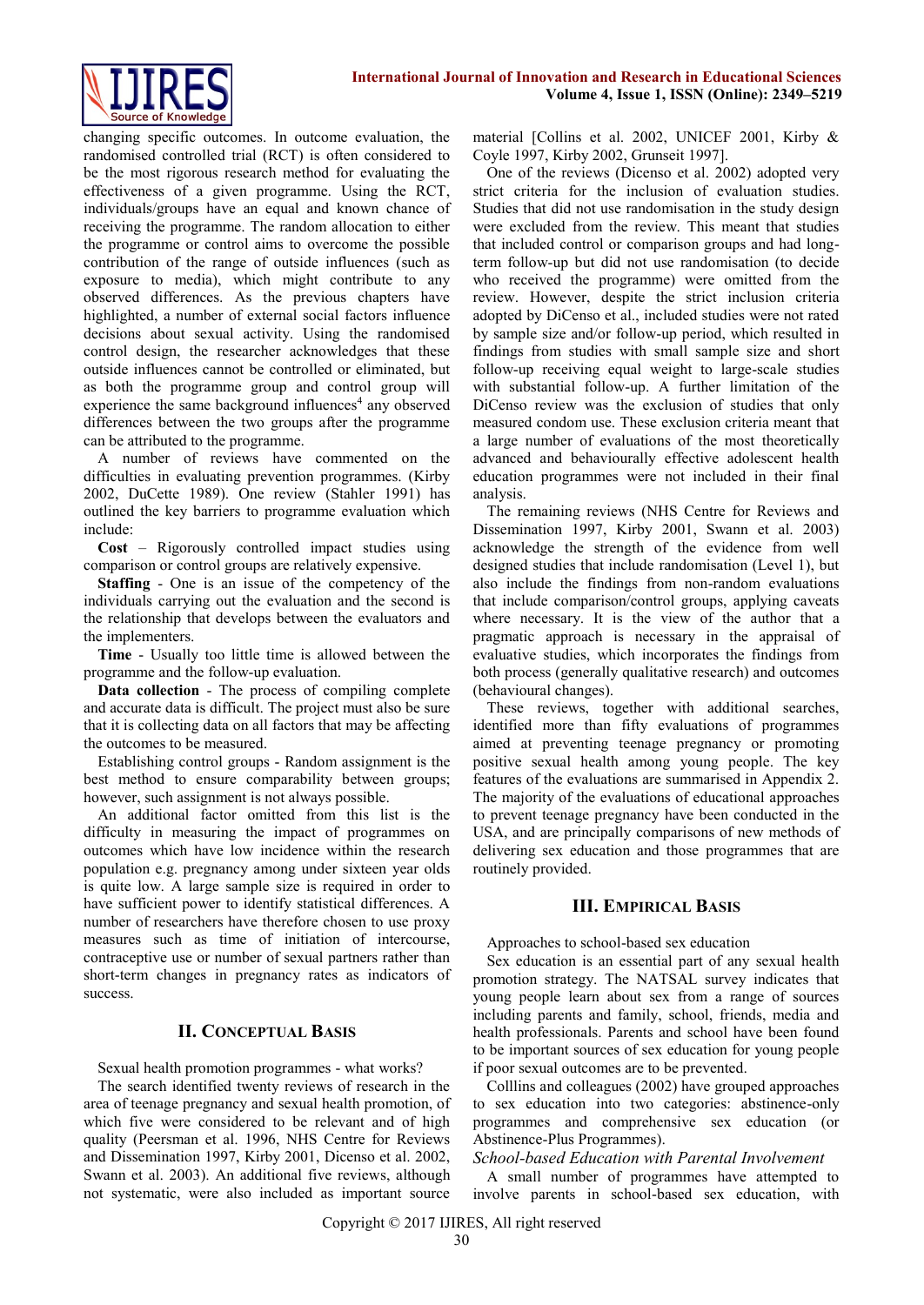changing specific outcomes. In outcome evaluation, the randomised controlled trial (RCT) is often considered to be the most rigorous research method for evaluating the effectiveness of a given programme. Using the RCT, individuals/groups have an equal and known chance of receiving the programme. The random allocation to either the programme or control aims to overcome the possible contribution of the range of outside influences (such as exposure to media), which might contribute to any observed differences. As the previous chapters have highlighted, a number of external social factors influence decisions about sexual activity. Using the randomised control design, the researcher acknowledges that these outside influences cannot be controlled or eliminated, but as both the programme group and control group will experience the same background influences[4] any observed differences between the two groups after the programme can be attributed to the programme.

A number of reviews have commented on the difficulties in evaluating prevention programmes. (Kirby 2002, DuCette 1989). One review (Stahler 1991) has outlined the key barriers to programme evaluation which include:

**Cost** – Rigorously controlled impact studies using comparison or control groups are relatively expensive.

**Staffing** - One is an issue of the competency of the individuals carrying out the evaluation and the second is the relationship that develops between the evaluators and the implementers.

**Time** - Usually too little time is allowed between the programme and the follow-up evaluation.

**Data collection** - The process of compiling complete and accurate data is difficult. The project must also be sure that it is collecting data on all factors that may be affecting the outcomes to be measured.

Establishing control groups - Random assignment is the best method to ensure comparability between groups; however, such assignment is not always possible.

An additional factor omitted from this list is the difficulty in measuring the impact of programmes on outcomes which have low incidence within the research population e.g. pregnancy among under sixteen year olds is quite low. A large sample size is required in order to have sufficient power to identify statistical differences. A number of researchers have therefore chosen to use proxy measures such as time of initiation of intercourse, contraceptive use or number of sexual partners rather than short-term changes in pregnancy rates as indicators of success.

## II. Conceptual Basis

Sexual health promotion programmes - what works?

The search identified twenty reviews of research in the area of teenage pregnancy and sexual health promotion, of which five were considered to be relevant and of high quality (Peersman et al. 1996, NHS Centre for Reviews and Dissemination 1997, Kirby 2001, Dicenso et al. 2002, Swann et al. 2003). An additional five reviews, although not systematic, were also included as important source material [Collins et al. 2002, UNICEF 2001, Kirby & Coyle 1997, Kirby 2002, Grunseit 1997].

One of the reviews (Dicenso et al. 2002) adopted very strict criteria for the inclusion of evaluation studies. Studies that did not use randomisation in the study design were excluded from the review. This meant that studies that included control or comparison groups and had long-term follow-up but did not use randomisation (to decide who received the programme) were omitted from the review. However, despite the strict inclusion criteria adopted by DiCenso et al., included studies were not rated by sample size and/or follow-up period, which resulted in findings from studies with small sample size and short follow-up receiving equal weight to large-scale studies with substantial follow-up. A further limitation of the DiCenso review was the exclusion of studies that only measured condom use. These exclusion criteria meant that a large number of evaluations of the most theoretically advanced and behaviourally effective adolescent health education programmes were not included in their final analysis.

The remaining reviews (NHS Centre for Reviews and Dissemination 1997, Kirby 2001, Swann et al. 2003) acknowledge the strength of the evidence from well designed studies that include randomisation (Level 1), but also include the findings from non-random evaluations that include comparison/control groups, applying caveats where necessary. It is the view of the author that a pragmatic approach is necessary in the appraisal of evaluative studies, which incorporates the findings from both process (generally qualitative research) and outcomes (behavioural changes).

These reviews, together with additional searches, identified more than fifty evaluations of programmes aimed at preventing teenage pregnancy or promoting positive sexual health among young people. The key features of the evaluations are summarised in Appendix 2. The majority of the evaluations of educational approaches to prevent teenage pregnancy have been conducted in the USA, and are principally comparisons of new methods of delivering sex education and those programmes that are routinely provided.

## III. Empirical Basis

Approaches to school-based sex education

Sex education is an essential part of any sexual health promotion strategy. The NATSAL survey indicates that young people learn about sex from a range of sources including parents and family, school, friends, media and health professionals. Parents and school have been found to be important sources of sex education for young people if poor sexual outcomes are to be prevented.

Colllins and colleagues (2002) have grouped approaches to sex education into two categories: abstinence-only programmes and comprehensive sex education (or Abstinence-Plus Programmes).

*School-based Education with Parental Involvement*

A small number of programmes have attempted to involve parents in school-based sex education, with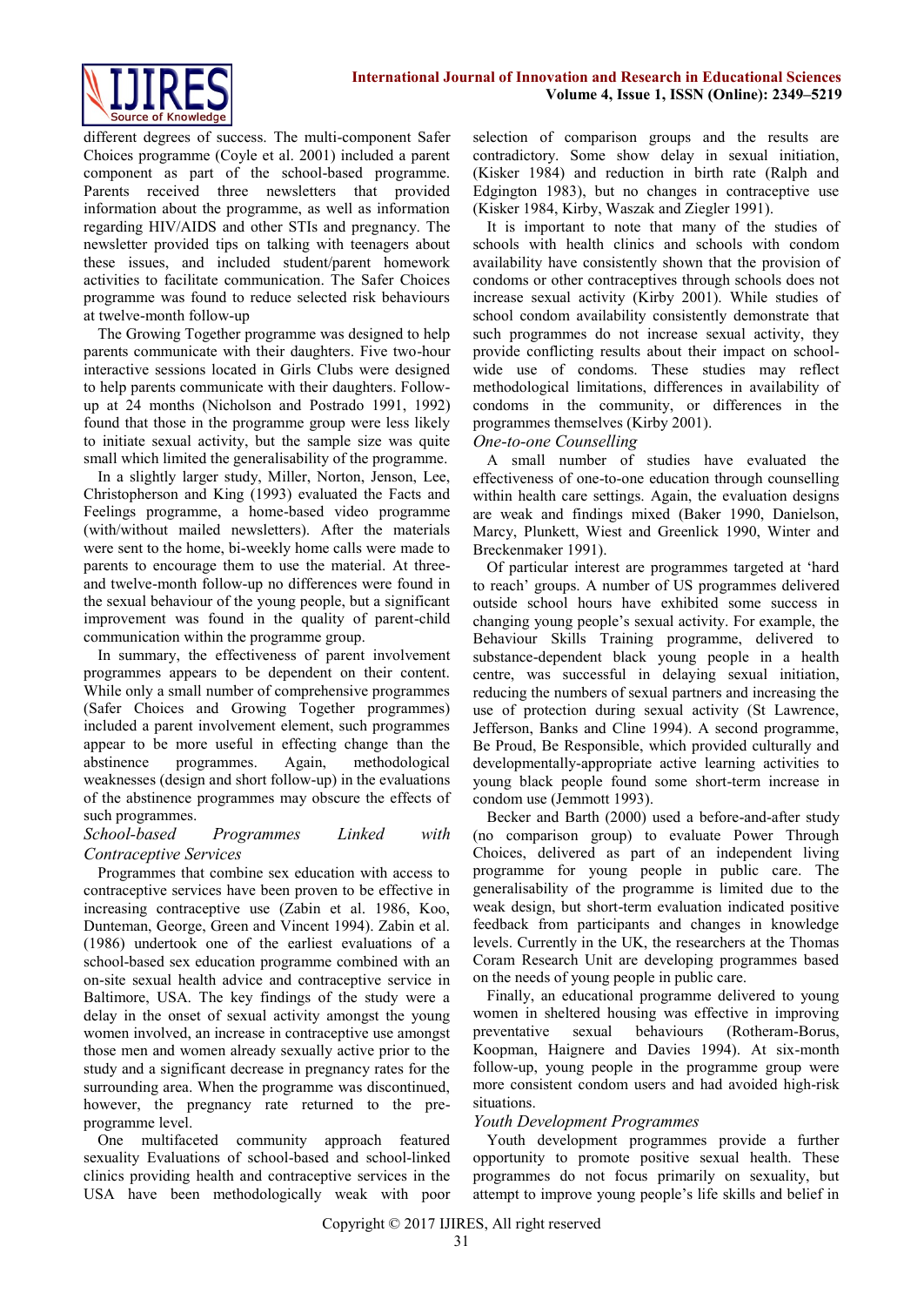different degrees of success. The multi-component Safer Choices programme (Coyle et al. 2001) included a parent component as part of the school-based programme. Parents received three newsletters that provided information about the programme, as well as information regarding HIV/AIDS and other STIs and pregnancy. The newsletter provided tips on talking with teenagers about these issues, and included student/parent homework activities to facilitate communication. The Safer Choices programme was found to reduce selected risk behaviours at twelve-month follow-up

The Growing Together programme was designed to help parents communicate with their daughters. Five two-hour interactive sessions located in Girls Clubs were designed to help parents communicate with their daughters. Follow-up at 24 months (Nicholson and Postrado 1991, 1992) found that those in the programme group were less likely to initiate sexual activity, but the sample size was quite small which limited the generalisability of the programme.

In a slightly larger study, Miller, Norton, Jenson, Lee, Christopherson and King (1993) evaluated the Facts and Feelings programme, a home-based video programme (with/without mailed newsletters). After the materials were sent to the home, bi-weekly home calls were made to parents to encourage them to use the material. At three- and twelve-month follow-up no differences were found in the sexual behaviour of the young people, but a significant improvement was found in the quality of parent-child communication within the programme group.

In summary, the effectiveness of parent involvement programmes appears to be dependent on their content. While only a small number of comprehensive programmes (Safer Choices and Growing Together programmes) included a parent involvement element, such programmes appear to be more useful in effecting change than the abstinence programmes. Again, methodological weaknesses (design and short follow-up) in the evaluations of the abstinence programmes may obscure the effects of such programmes.

*School-based Programmes Linked with Contraceptive Services*

Programmes that combine sex education with access to contraceptive services have been proven to be effective in increasing contraceptive use (Zabin et al. 1986, Koo, Dunteman, George, Green and Vincent 1994). Zabin et al. (1986) undertook one of the earliest evaluations of a school-based sex education programme combined with an on-site sexual health advice and contraceptive service in Baltimore, USA. The key findings of the study were a delay in the onset of sexual activity amongst the young women involved, an increase in contraceptive use amongst those men and women already sexually active prior to the study and a significant decrease in pregnancy rates for the surrounding area. When the programme was discontinued, however, the pregnancy rate returned to the pre-programme level.

One multifaceted community approach featured sexuality Evaluations of school-based and school-linked clinics providing health and contraceptive services in the USA have been methodologically weak with poor selection of comparison groups and the results are contradictory. Some show delay in sexual initiation, (Kisker 1984) and reduction in birth rate (Ralph and Edgington 1983), but no changes in contraceptive use (Kisker 1984, Kirby, Waszak and Ziegler 1991).

It is important to note that many of the studies of schools with health clinics and schools with condom availability have consistently shown that the provision of condoms or other contraceptives through schools does not increase sexual activity (Kirby 2001). While studies of school condom availability consistently demonstrate that such programmes do not increase sexual activity, they provide conflicting results about their impact on school-wide use of condoms. These studies may reflect methodological limitations, differences in availability of condoms in the community, or differences in the programmes themselves (Kirby 2001).

*One-to-one Counselling*

A small number of studies have evaluated the effectiveness of one-to-one education through counselling within health care settings. Again, the evaluation designs are weak and findings mixed (Baker 1990, Danielson, Marcy, Plunkett, Wiest and Greenlick 1990, Winter and Breckenmaker 1991).

Of particular interest are programmes targeted at 'hard to reach' groups. A number of US programmes delivered outside school hours have exhibited some success in changing young people's sexual activity. For example, the Behaviour Skills Training programme, delivered to substance-dependent black young people in a health centre, was successful in delaying sexual initiation, reducing the numbers of sexual partners and increasing the use of protection during sexual activity (St Lawrence, Jefferson, Banks and Cline 1994). A second programme, Be Proud, Be Responsible, which provided culturally and developmentally-appropriate active learning activities to young black people found some short-term increase in condom use (Jemmott 1993).

Becker and Barth (2000) used a before-and-after study (no comparison group) to evaluate Power Through Choices, delivered as part of an independent living programme for young people in public care. The generalisability of the programme is limited due to the weak design, but short-term evaluation indicated positive feedback from participants and changes in knowledge levels. Currently in the UK, the researchers at the Thomas Coram Research Unit are developing programmes based on the needs of young people in public care.

Finally, an educational programme delivered to young women in sheltered housing was effective in improving preventative sexual behaviours (Rotheram-Borus, Koopman, Haignere and Davies 1994). At six-month follow-up, young people in the programme group were more consistent condom users and had avoided high-risk situations.

*Youth Development Programmes*

Youth development programmes provide a further opportunity to promote positive sexual health. These programmes do not focus primarily on sexuality, but attempt to improve young people's life skills and belief in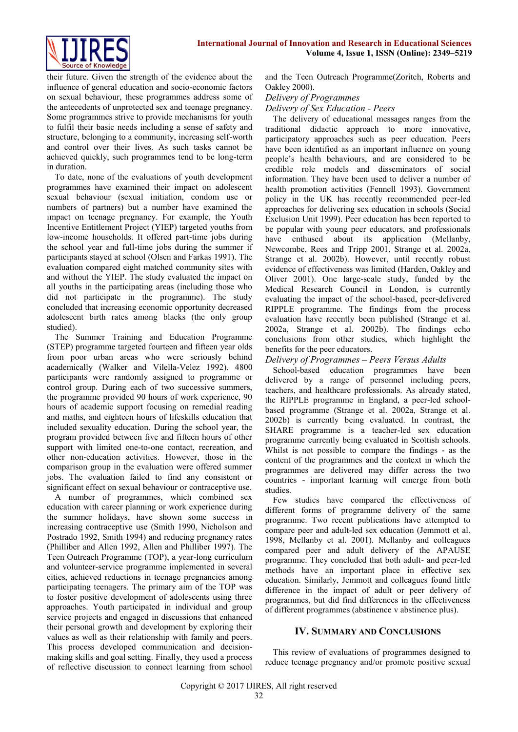their future. Given the strength of the evidence about the influence of general education and socio-economic factors on sexual behaviour, these programmes address some of the antecedents of unprotected sex and teenage pregnancy. Some programmes strive to provide mechanisms for youth to fulfil their basic needs including a sense of safety and structure, belonging to a community, increasing self-worth and control over their lives. As such tasks cannot be achieved quickly, such programmes tend to be long-term in duration.

To date, none of the evaluations of youth development programmes have examined their impact on adolescent sexual behaviour (sexual initiation, condom use or numbers of partners) but a number have examined the impact on teenage pregnancy. For example, the Youth Incentive Entitlement Project (YIEP) targeted youths from low-income households. It offered part-time jobs during the school year and full-time jobs during the summer if participants stayed at school (Olsen and Farkas 1991). The evaluation compared eight matched community sites with and without the YIEP. The study evaluated the impact on all youths in the participating areas (including those who did not participate in the programme). The study concluded that increasing economic opportunity decreased adolescent birth rates among blacks (the only group studied).

The Summer Training and Education Programme (STEP) programme targeted fourteen and fifteen year olds from poor urban areas who were seriously behind academically (Walker and Vilella-Velez 1992). 4800 participants were randomly assigned to programme or control group. During each of two successive summers, the programme provided 90 hours of work experience, 90 hours of academic support focusing on remedial reading and maths, and eighteen hours of lifeskills education that included sexuality education. During the school year, the program provided between five and fifteen hours of other support with limited one-to-one contact, recreation, and other non-education activities. However, those in the comparison group in the evaluation were offered summer jobs. The evaluation failed to find any consistent or significant effect on sexual behaviour or contraceptive use.

A number of programmes, which combined sex education with career planning or work experience during the summer holidays, have shown some success in increasing contraceptive use (Smith 1990, Nicholson and Postrado 1992, Smith 1994) and reducing pregnancy rates (Philliber and Allen 1992, Allen and Philliber 1997). The Teen Outreach Programme (TOP), a year-long curriculum and volunteer-service programme implemented in several cities, achieved reductions in teenage pregnancies among participating teenagers. The primary aim of the TOP was to foster positive development of adolescents using three approaches. Youth participated in individual and group service projects and engaged in discussions that enhanced their personal growth and development by exploring their values as well as their relationship with family and peers. This process developed communication and decision-making skills and goal setting. Finally, they used a process of reflective discussion to connect learning from school and the Teen Outreach Programme(Zoritch, Roberts and Oakley 2000).

*Delivery of Programmes*

*Delivery of Sex Education - Peers*

The delivery of educational messages ranges from the traditional didactic approach to more innovative, participatory approaches such as peer education. Peers have been identified as an important influence on young people's health behaviours, and are considered to be credible role models and disseminators of social information. They have been used to deliver a number of health promotion activities (Fennell 1993). Government policy in the UK has recently recommended peer-led approaches for delivering sex education in schools (Social Exclusion Unit 1999). Peer education has been reported to be popular with young peer educators, and professionals have enthused about its application (Mellanby, Newcombe, Rees and Tripp 2001, Strange et al. 2002a, Strange et al. 2002b). However, until recently robust evidence of effectiveness was limited (Harden, Oakley and Oliver 2001). One large-scale study, funded by the Medical Research Council in London, is currently evaluating the impact of the school-based, peer-delivered RIPPLE programme. The findings from the process evaluation have recently been published (Strange et al. 2002a, Strange et al. 2002b). The findings echo conclusions from other studies, which highlight the benefits for the peer educators.

*Delivery of Programmes – Peers Versus Adults*

School-based education programmes have been delivered by a range of personnel including peers, teachers, and healthcare professionals. As already stated, the RIPPLE programme in England, a peer-led school-based programme (Strange et al. 2002a, Strange et al. 2002b) is currently being evaluated. In contrast, the SHARE programme is a teacher-led sex education programme currently being evaluated in Scottish schools. Whilst is not possible to compare the findings - as the content of the programmes and the context in which the programmes are delivered may differ across the two countries - important learning will emerge from both studies.

Few studies have compared the effectiveness of different forms of programme delivery of the same programme. Two recent publications have attempted to compare peer and adult-led sex education (Jemmott et al. 1998, Mellanby et al. 2001). Mellanby and colleagues compared peer and adult delivery of the APAUSE programme. They concluded that both adult- and peer-led methods have an important place in effective sex education. Similarly, Jemmott and colleagues found little difference in the impact of adult or peer delivery of programmes, but did find differences in the effectiveness of different programmes (abstinence v abstinence plus).

## IV. Summary and Conclusions

This review of evaluations of programmes designed to reduce teenage pregnancy and/or promote positive sexual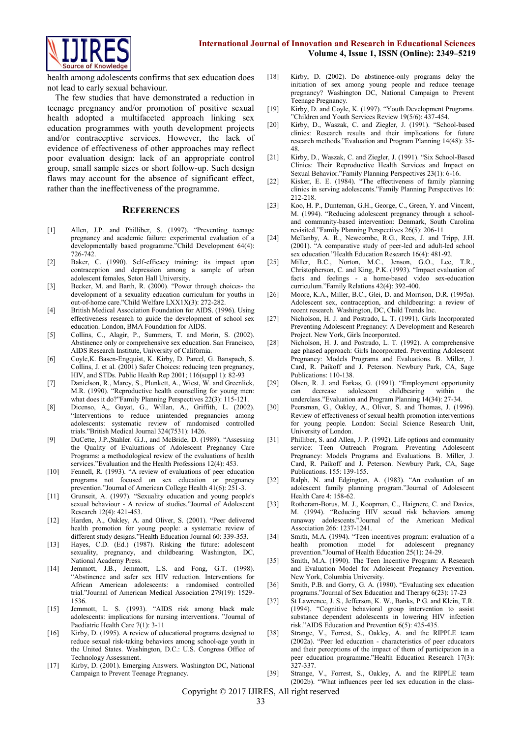health among adolescents confirms that sex education does not lead to early sexual behaviour.

The few studies that have demonstrated a reduction in teenage pregnancy and/or promotion of positive sexual health adopted a multifaceted approach linking sex education programmes with youth development projects and/or contraceptive services. However, the lack of evidence of effectiveness of other approaches may reflect poor evaluation design: lack of an appropriate control group, small sample sizes or short follow-up. Such design flaws may account for the absence of significant effect, rather than the ineffectiveness of the programme.

## References

[1] Allen, J.P. and Philliber, S. (1997). "Preventing teenage pregnancy and academic failure: experimental evaluation of a developmentally based programme."Child Development 64(4): 726-742.

[2] Baker, C. (1990). Self-efficacy training: its impact upon contraception and depression among a sample of urban adolescent females, Seton Hall University.

[3] Becker, M. and Barth, R. (2000). "Power through choices- the development of a sexuality education curriculum for youths in out-of-home care."Child Welfare LXX1X(3): 272-282.

[4] British Medical Association Foundation for AIDS. (1996). Using effectiveness research to guide the development of school sex education. London, BMA Foundation for AIDS.

[5] Collins, C., Alagir, P., Summers, T. and Morin, S. (2002). Abstinence only or comprehensive sex education. San Francisco, AIDS Research Institute, University of California.

[6] Coyle,K. Basen-Engquist, K. Kirby, D. Parcel, G. Banspach, S. Collins, J. et al. (2001) Safer Choices: reducing teen pregnancy, HIV, and STDs. Public Health Rep 2001; 116(suppl 1): 82-93

[7] Danielson, R., Marcy, S., Plunkett, A., Wiest, W. and Greenlick, M.R. (1990). "Reproductive health counselling for young men: what does it do?"Family Planning Perspectives 22(3): 115-121.

[8] Dicenso, A,, Guyat, G., Willan, A., Griffith, L. (2002). "Interventions to reduce unintended pregnancies among adolescents: systematic review of randomised controlled trials."British Medical Journal 324(7531): 1426.

[9] DuCette, J.P.,Stahler. G.J., and McBride, D. (1989). "Assessing the Quality of Evaluations of Adolescent Pregnancy Care Programs: a methodological review of the evaluations of health services."Evaluation and the Health Professions 12(4): 453.

[10] Fennell, R. (1993). "A review of evaluations of peer education programs not focused on sex education or pregnancy prevention."Journal of American College Health 41(6): 251-3.

[11] Grunseit, A. (1997). "Sexuality education and young people's sexual behaviour - A review of studies."Journal of Adolescent Research 12(4): 421-453.

[12] Harden, A., Oakley, A. and Oliver, S. (2001). "Peer delivered health promotion for young people: a systematic review of different study designs."Health Education Journal 60: 339-353.

[13] Hayes, C.D. (Ed.) (1987). Risking the future: adolescent sexuality, pregnancy, and childbearing. Washington, DC, National Academy Press.

[14] Jemmott, J.B., Jemmott, L.S. and Fong, G.T. (1998). "Abstinence and safer sex HIV reduction. Interventions for African American adolescents: a randomised controlled trial."Journal of American Medical Association 279(19): 1529-1536.

[15] Jemmott, L. S. (1993). "AIDS risk among black male adolescents: implications for nursing interventions. "Journal of Paediatric Health Care 7(1): 3-11

[16] Kirby, D. (1995). A review of educational programs designed to reduce sexual risk-taking behaviors among school-age youth in the United States. Washington, D.C.: U.S. Congress Office of Technology Assessment.

[17] Kirby, D. (2001). Emerging Answers. Washington DC, National Campaign to Prevent Teenage Pregnancy.

[18] Kirby, D. (2002). Do abstinence-only programs delay the initiation of sex among young people and reduce teenage pregnancy? Washington DC, National Campaign to Prevent Teenage Pregnancy.

[19] Kirby, D. and Coyle, K. (1997). "Youth Development Programs. "Children and Youth Services Review 19(5/6): 437-454.

[20] Kirby, D., Waszak, C. and Ziegler, J. (1991). "School-based clinics: Research results and their implications for future research methods."Evaluation and Program Planning 14(48): 35-48.

[21] Kirby, D., Waszak, C. and Ziegler, J. (1991). "Six School-Based Clinics: Their Reproductive Health Services and Impact on Sexual Behavior."Family Planning Perspectives 23(1): 6-16.

[22] Kisker, E. E. (1984). "The effectiveness of family planning clinics in serving adolescents."Family Planning Perspectives 16: 212-218.

[23] Koo, H. P., Dunteman, G.H., George, C., Green, Y. and Vincent, M. (1994). "Reducing adolescent pregnancy through a school- and community-based intervention: Denmark, South Carolina revisited."Family Planning Perspectives 26(5): 206-11

[24] Mellanby, A. R., Newcombe, R.G., Rees, J. and Tripp, J.H. (2001). "A comparative study of peer-led and adult-led school sex education."Health Education Research 16(4): 481-92.

[25] Miller, B.C., Norton, M.C., Jenson, G.O., Lee, T.R., Christopherson, C. and King, P.K. (1993). "Impact evaluation of facts and feelings - a home-based video sex-education curriculum."Family Relations 42(4): 392-400.

[26] Moore, K.A., Miller, B.C., Glei, D. and Morrison, D.R. (1995a). Adolescent sex, contraception, and childbearing: a review of recent research. Washington, DC, Child Trends Inc.

[27] Nicholson, H. J. and Postrado, L. T. (1991). Girls Incorporated Preventing Adolescent Pregnancy: A Development and Research Project. New York, Girls Incorporated.

[28] Nicholson, H. J. and Postrado, L. T. (1992). A comprehensive age phased approach: Girls Incorporated. Preventing Adolescent Pregnancy: Models Programs and Evaluations. B. Miller, J. Card, R. Paikoff and J. Peterson. Newbury Park, CA, Sage Publications: 110-138.

[29] Olsen, R. J. and Farkas, G. (1991). "Employment opportunity can decrease adolescent childbearing within the underclass."Evaluation and Program Planning 14(34): 27-34.

[30] Peersman, G., Oakley, A., Oliver, S. and Thomas, J. (1996). Review of effectiveness of sexual health promotion interventions for young people. London: Social Science Research Unit, University of London.

[31] Philliber, S. and Allen, J. P. (1992). Life options and community service: Teen Outreach Program. Preventing Adolescent Pregnancy: Models Programs and Evaluations. B. Miller, J. Card, R. Paikoff and J. Peterson. Newbury Park, CA, Sage Publications. 155: 139-155.

[32] Ralph, N. and Edgington, A. (1983). "An evaluation of an adolescent family planning program."Journal of Adolescent Health Care 4: 158-62.

[33] Rotheram-Borus, M. J., Koopman, C., Haignere, C. and Davies, M. (1994). "Reducing HIV sexual risk behaviors among runaway adolescents."Journal of the American Medical Association 266: 1237-1241.

[34] Smith, M.A. (1994). "Teen incentives program: evaluation of a health promotion model for adolescent pregnancy prevention."Journal of Health Education 25(1): 24-29.

[35] Smith, M.A. (1990). The Teen Incentive Program: A Research and Evaluation Model for Adolescent Pregnancy Prevention. New York, Columbia University.

[36] Smith, P.B. and Gorry, G. A. (1980). "Evaluating sex education programs."Journal of Sex Education and Therapy 6(23): 17-23

[37] St Lawrence, J. S., Jefferson, K. W., Banks, P.G. and Klein, T.R. (1994). "Cognitive behavioral group intervention to assist substance dependent adolescents in lowering HIV infection risk."AIDS Education and Prevention 6(5): 425-435.

[38] Strange, V., Forrest, S., Oakley, A. and the RIPPLE team (2002a). "Peer led education - characteristics of peer educators and their perceptions of the impact of them of participation in a peer education programme."Health Education Research 17(3): 327-337.

[39] Strange, V., Forrest, S., Oakley, A. and the RIPPLE team (2002b). "What influences peer led sex education in the class-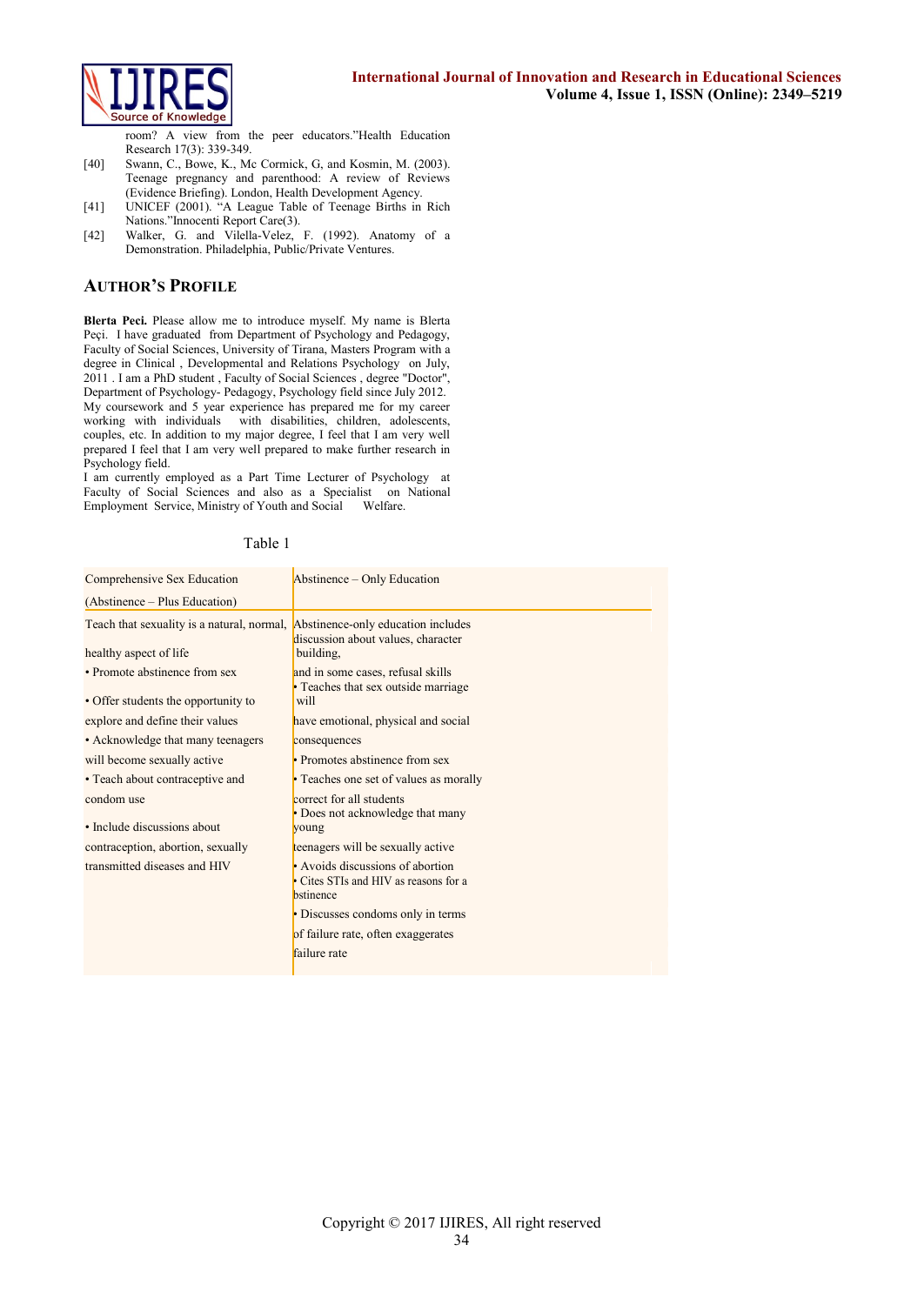room? A view from the peer educators."Health Education Research 17(3): 339-349.

[40] Swann, C., Bowe, K., Mc Cormick, G, and Kosmin, M. (2003). Teenage pregnancy and parenthood: A review of Reviews (Evidence Briefing). London, Health Development Agency.

[41] UNICEF (2001). "A League Table of Teenage Births in Rich Nations."Innocenti Report Care(3).

[42] Walker, G. and Vilella-Velez, F. (1992). Anatomy of a Demonstration. Philadelphia, Public/Private Ventures.

## Author's Profile

**Blerta Peci.** Please allow me to introduce myself. My name is Blerta Peçi. I have graduated from Department of Psychology and Pedagogy, Faculty of Social Sciences, University of Tirana, Masters Program with a degree in Clinical , Developmental and Relations Psychology on July, 2011 . I am a PhD student , Faculty of Social Sciences , degree "Doctor", Department of Psychology- Pedagogy, Psychology field since July 2012. My coursework and 5 year experience has prepared me for my career working with individuals with disabilities, children, adolescents, couples, etc. In addition to my major degree, I feel that I am very well prepared I feel that I am very well prepared to make further research in Psychology field.

I am currently employed as a Part Time Lecturer of Psychology at Faculty of Social Sciences and also as a Specialist on National Employment Service, Ministry of Youth and Social Welfare.

Table 1

| Comprehensive Sex Education (Abstinence – Plus Education) | Abstinence – Only Education |
|---|---|
| Teach that sexuality is a natural, normal, healthy aspect of life<br>• Promote abstinence from sex<br>• Offer students the opportunity to explore and define their values<br>• Acknowledge that many teenagers will become sexually active<br>• Teach about contraceptive and condom use<br>• Include discussions about contraception, abortion, sexually transmitted diseases and HIV | Abstinence-only education includes discussion about values, character building, and in some cases, refusal skills<br>• Teaches that sex outside marriage will have emotional, physical and social consequences<br>• Promotes abstinence from sex<br>• Teaches one set of values as morally correct for all students<br>• Does not acknowledge that many young teenagers will be sexually active<br>• Avoids discussions of abortion<br>• Cites STIs and HIV as reasons for a bstinence<br>• Discusses condoms only in terms of failure rate, often exaggerates failure rate |